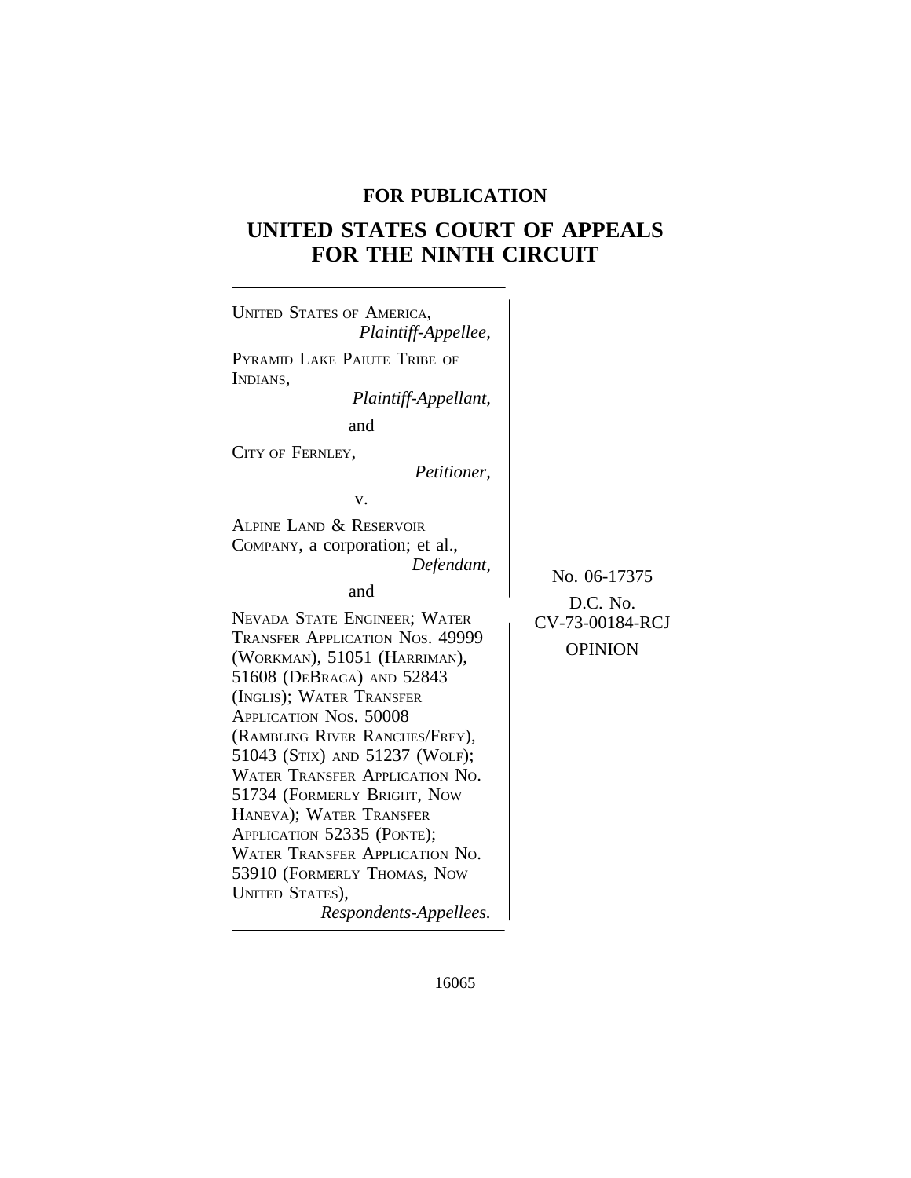**FOR PUBLICATION**

# UNITED STATES COURT OF APPEALS FOR THE NINTH CIRCUIT

UNITED STATES OF AMERICA,
*Plaintiff-Appellee,*

PYRAMID LAKE PAIUTE TRIBE OF INDIANS,
*Plaintiff-Appellant,*

and

CITY OF FERNLEY,
*Petitioner,*

v.

ALPINE LAND & RESERVOIR COMPANY, a corporation; et al.,
*Defendant,*

and

NEVADA STATE ENGINEER; WATER TRANSFER APPLICATION NOS. 49999 (WORKMAN), 51051 (HARRIMAN), 51608 (DEBRAGA) AND 52843 (INGLIS); WATER TRANSFER APPLICATION NOS. 50008 (RAMBLING RIVER RANCHES/FREY), 51043 (STIX) AND 51237 (WOLF); WATER TRANSFER APPLICATION NO. 51734 (FORMERLY BRIGHT, NOW HANEVA); WATER TRANSFER APPLICATION 52335 (PONTE); WATER TRANSFER APPLICATION NO. 53910 (FORMERLY THOMAS, NOW UNITED STATES),
*Respondents-Appellees.*

No. 06-17375

D.C. No. CV-73-00184-RCJ

OPINION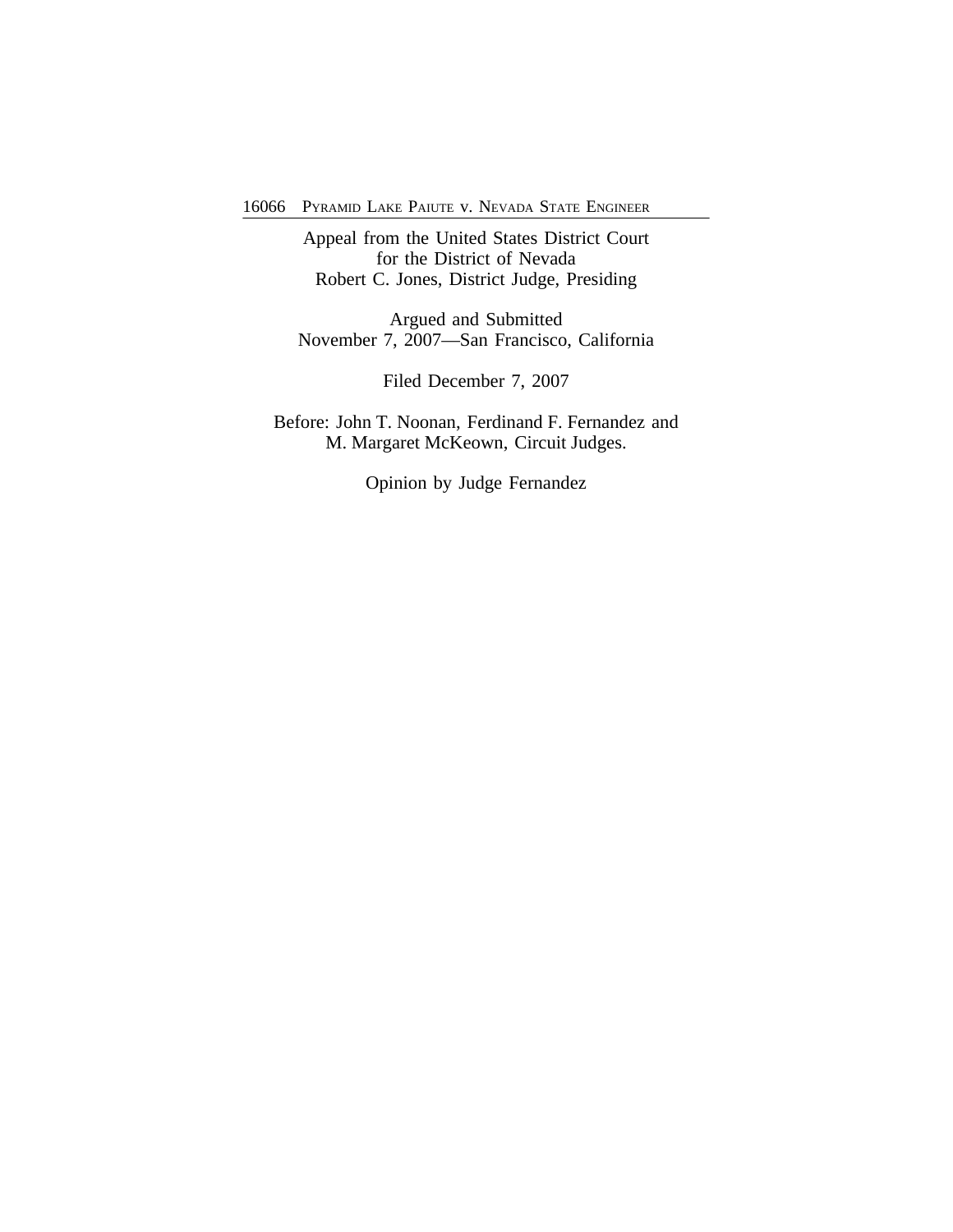Appeal from the United States District Court
for the District of Nevada
Robert C. Jones, District Judge, Presiding

Argued and Submitted
November 7, 2007—San Francisco, California

Filed December 7, 2007

Before: John T. Noonan, Ferdinand F. Fernandez and
M. Margaret McKeown, Circuit Judges.

Opinion by Judge Fernandez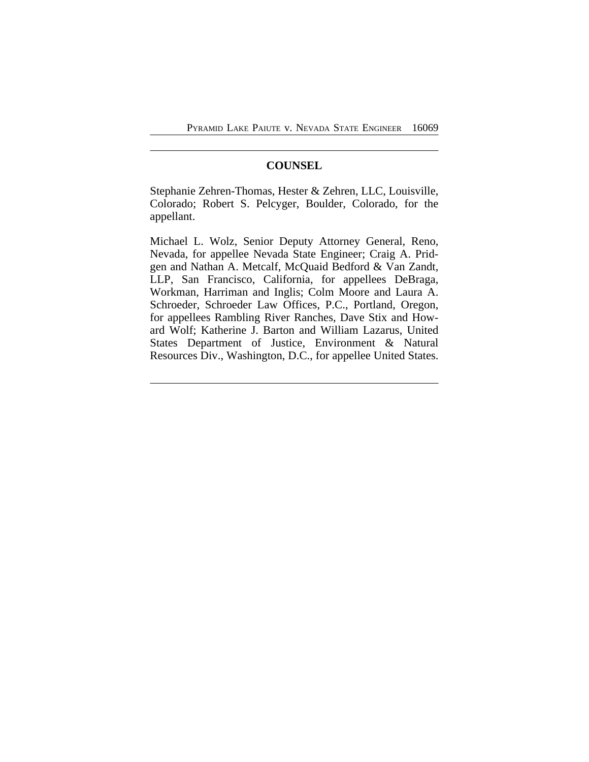## COUNSEL

Stephanie Zehren-Thomas, Hester & Zehren, LLC, Louisville, Colorado; Robert S. Pelcyger, Boulder, Colorado, for the appellant.

Michael L. Wolz, Senior Deputy Attorney General, Reno, Nevada, for appellee Nevada State Engineer; Craig A. Pridgen and Nathan A. Metcalf, McQuaid Bedford & Van Zandt, LLP, San Francisco, California, for appellees DeBraga, Workman, Harriman and Inglis; Colm Moore and Laura A. Schroeder, Schroeder Law Offices, P.C., Portland, Oregon, for appellees Rambling River Ranches, Dave Stix and Howard Wolf; Katherine J. Barton and William Lazarus, United States Department of Justice, Environment & Natural Resources Div., Washington, D.C., for appellee United States.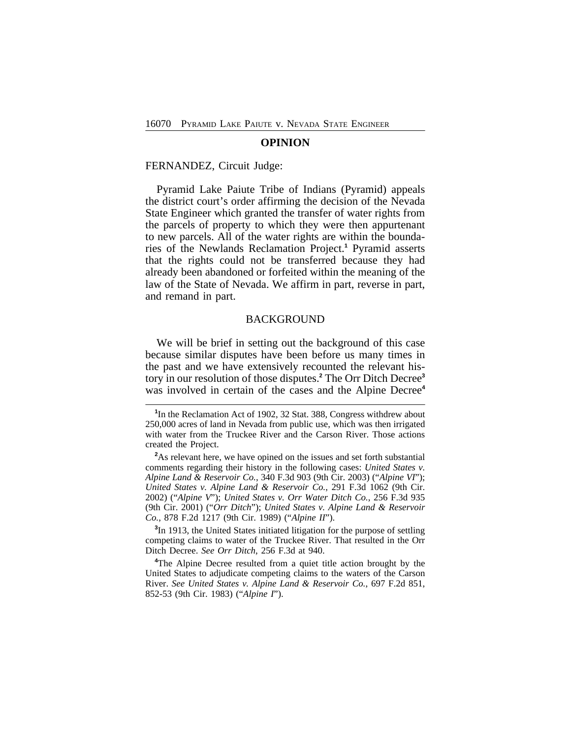## OPINION

FERNANDEZ, Circuit Judge:

Pyramid Lake Paiute Tribe of Indians (Pyramid) appeals the district court's order affirming the decision of the Nevada State Engineer which granted the transfer of water rights from the parcels of property to which they were then appurtenant to new parcels. All of the water rights are within the boundaries of the Newlands Reclamation Project.[1] Pyramid asserts that the rights could not be transferred because they had already been abandoned or forfeited within the meaning of the law of the State of Nevada. We affirm in part, reverse in part, and remand in part.

## BACKGROUND

We will be brief in setting out the background of this case because similar disputes have been before us many times in the past and we have extensively recounted the relevant history in our resolution of those disputes.[2] The Orr Ditch Decree[3] was involved in certain of the cases and the Alpine Decree[4]

---

[1]In the Reclamation Act of 1902, 32 Stat. 388, Congress withdrew about 250,000 acres of land in Nevada from public use, which was then irrigated with water from the Truckee River and the Carson River. Those actions created the Project.

[2]As relevant here, we have opined on the issues and set forth substantial comments regarding their history in the following cases: *United States v. Alpine Land & Reservoir Co.*, 340 F.3d 903 (9th Cir. 2003) ("*Alpine VI*"); *United States v. Alpine Land & Reservoir Co.*, 291 F.3d 1062 (9th Cir. 2002) ("*Alpine V*"); *United States v. Orr Water Ditch Co.*, 256 F.3d 935 (9th Cir. 2001) ("*Orr Ditch*"); *United States v. Alpine Land & Reservoir Co.*, 878 F.2d 1217 (9th Cir. 1989) ("*Alpine II*").

[3]In 1913, the United States initiated litigation for the purpose of settling competing claims to water of the Truckee River. That resulted in the Orr Ditch Decree. *See Orr Ditch*, 256 F.3d at 940.

[4]The Alpine Decree resulted from a quiet title action brought by the United States to adjudicate competing claims to the waters of the Carson River. *See United States v. Alpine Land & Reservoir Co.*, 697 F.2d 851, 852-53 (9th Cir. 1983) ("*Alpine I*").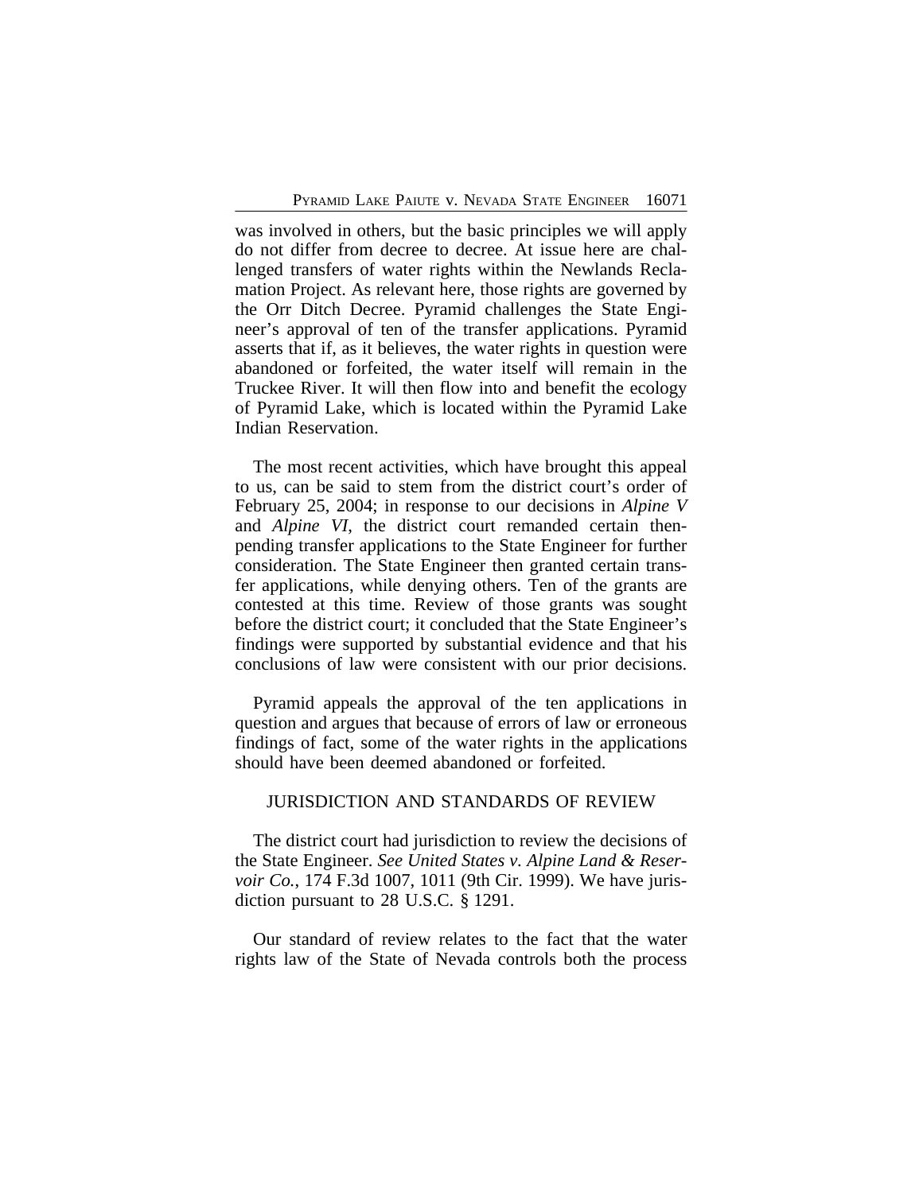was involved in others, but the basic principles we will apply do not differ from decree to decree. At issue here are challenged transfers of water rights within the Newlands Reclamation Project. As relevant here, those rights are governed by the Orr Ditch Decree. Pyramid challenges the State Engineer's approval of ten of the transfer applications. Pyramid asserts that if, as it believes, the water rights in question were abandoned or forfeited, the water itself will remain in the Truckee River. It will then flow into and benefit the ecology of Pyramid Lake, which is located within the Pyramid Lake Indian Reservation.

The most recent activities, which have brought this appeal to us, can be said to stem from the district court's order of February 25, 2004; in response to our decisions in *Alpine V* and *Alpine VI*, the district court remanded certain then-pending transfer applications to the State Engineer for further consideration. The State Engineer then granted certain transfer applications, while denying others. Ten of the grants are contested at this time. Review of those grants was sought before the district court; it concluded that the State Engineer's findings were supported by substantial evidence and that his conclusions of law were consistent with our prior decisions.

Pyramid appeals the approval of the ten applications in question and argues that because of errors of law or erroneous findings of fact, some of the water rights in the applications should have been deemed abandoned or forfeited.

## JURISDICTION AND STANDARDS OF REVIEW

The district court had jurisdiction to review the decisions of the State Engineer. *See United States v. Alpine Land & Reservoir Co.*, 174 F.3d 1007, 1011 (9th Cir. 1999). We have jurisdiction pursuant to 28 U.S.C. § 1291.

Our standard of review relates to the fact that the water rights law of the State of Nevada controls both the process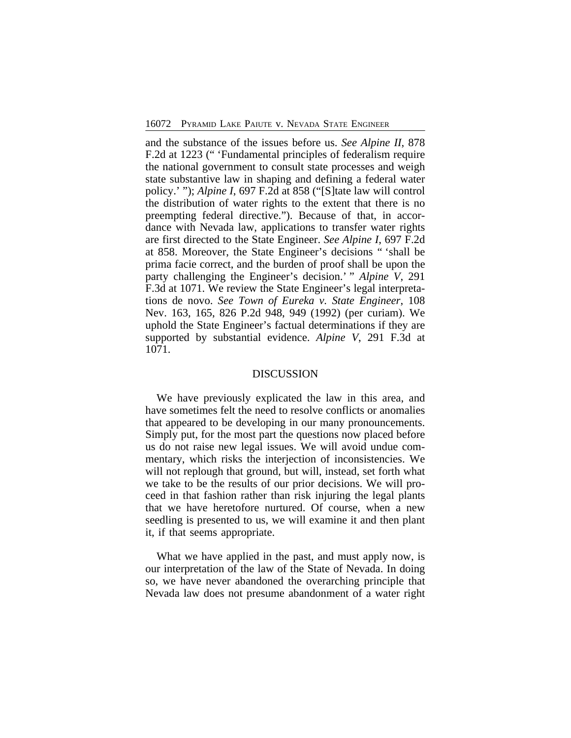and the substance of the issues before us. *See Alpine II*, 878 F.2d at 1223 (" 'Fundamental principles of federalism require the national government to consult state processes and weigh state substantive law in shaping and defining a federal water policy.' "); *Alpine I*, 697 F.2d at 858 ("[S]tate law will control the distribution of water rights to the extent that there is no preempting federal directive."). Because of that, in accordance with Nevada law, applications to transfer water rights are first directed to the State Engineer. *See Alpine I*, 697 F.2d at 858. Moreover, the State Engineer's decisions " 'shall be prima facie correct, and the burden of proof shall be upon the party challenging the Engineer's decision.' " *Alpine V*, 291 F.3d at 1071. We review the State Engineer's legal interpretations de novo. *See Town of Eureka v. State Engineer*, 108 Nev. 163, 165, 826 P.2d 948, 949 (1992) (per curiam). We uphold the State Engineer's factual determinations if they are supported by substantial evidence. *Alpine V*, 291 F.3d at 1071.

## DISCUSSION

We have previously explicated the law in this area, and have sometimes felt the need to resolve conflicts or anomalies that appeared to be developing in our many pronouncements. Simply put, for the most part the questions now placed before us do not raise new legal issues. We will avoid undue commentary, which risks the interjection of inconsistencies. We will not replough that ground, but will, instead, set forth what we take to be the results of our prior decisions. We will proceed in that fashion rather than risk injuring the legal plants that we have heretofore nurtured. Of course, when a new seedling is presented to us, we will examine it and then plant it, if that seems appropriate.

What we have applied in the past, and must apply now, is our interpretation of the law of the State of Nevada. In doing so, we have never abandoned the overarching principle that Nevada law does not presume abandonment of a water right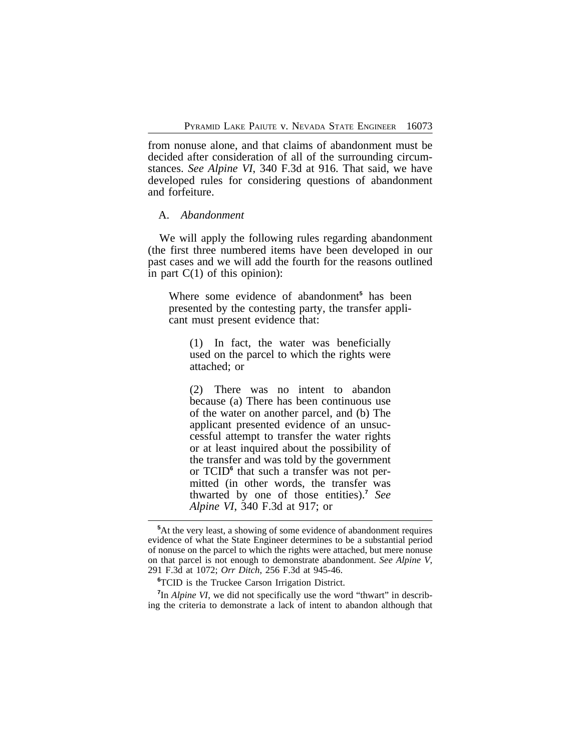from nonuse alone, and that claims of abandonment must be decided after consideration of all of the surrounding circumstances. *See Alpine VI*, 340 F.3d at 916. That said, we have developed rules for considering questions of abandonment and forfeiture.

### A. *Abandonment*

We will apply the following rules regarding abandonment (the first three numbered items have been developed in our past cases and we will add the fourth for the reasons outlined in part C(1) of this opinion):

> Where some evidence of abandonment[5] has been presented by the contesting party, the transfer applicant must present evidence that:
>
> > (1) In fact, the water was beneficially used on the parcel to which the rights were attached; or
> >
> > (2) There was no intent to abandon because (a) There has been continuous use of the water on another parcel, and (b) The applicant presented evidence of an unsuccessful attempt to transfer the water rights or at least inquired about the possibility of the transfer and was told by the government or TCID[6] that such a transfer was not permitted (in other words, the transfer was thwarted by one of those entities).[7] *See Alpine VI*, 340 F.3d at 917; or

---

[5]At the very least, a showing of some evidence of abandonment requires evidence of what the State Engineer determines to be a substantial period of nonuse on the parcel to which the rights were attached, but mere nonuse on that parcel is not enough to demonstrate abandonment. *See Alpine V*, 291 F.3d at 1072; *Orr Ditch*, 256 F.3d at 945-46.

[6]TCID is the Truckee Carson Irrigation District.

[7]In *Alpine VI*, we did not specifically use the word "thwart" in describing the criteria to demonstrate a lack of intent to abandon although that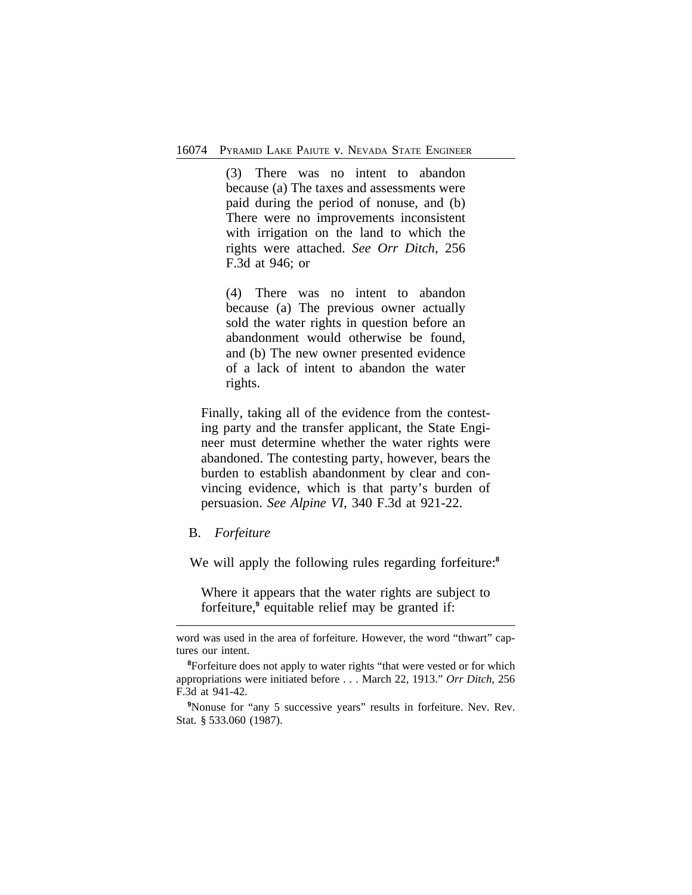> (3) There was no intent to abandon because (a) The taxes and assessments were paid during the period of nonuse, and (b) There were no improvements inconsistent with irrigation on the land to which the rights were attached. *See Orr Ditch*, 256 F.3d at 946; or
>
> (4) There was no intent to abandon because (a) The previous owner actually sold the water rights in question before an abandonment would otherwise be found, and (b) The new owner presented evidence of a lack of intent to abandon the water rights.

Finally, taking all of the evidence from the contesting party and the transfer applicant, the State Engineer must determine whether the water rights were abandoned. The contesting party, however, bears the burden to establish abandonment by clear and convincing evidence, which is that party's burden of persuasion. *See Alpine VI*, 340 F.3d at 921-22.

B. *Forfeiture*

We will apply the following rules regarding forfeiture:[8]

Where it appears that the water rights are subject to forfeiture,[9] equitable relief may be granted if:

---

word was used in the area of forfeiture. However, the word "thwart" captures our intent.

[8]Forfeiture does not apply to water rights "that were vested or for which appropriations were initiated before . . . March 22, 1913." *Orr Ditch*, 256 F.3d at 941-42.

[9]Nonuse for "any 5 successive years" results in forfeiture. Nev. Rev. Stat. § 533.060 (1987).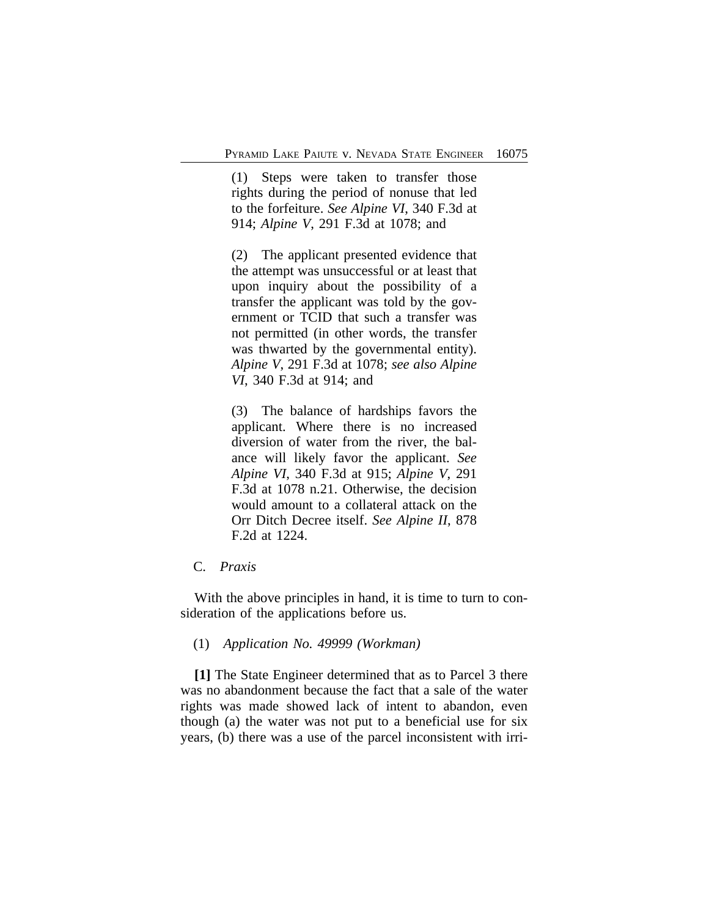> (1) Steps were taken to transfer those rights during the period of nonuse that led to the forfeiture. *See Alpine VI*, 340 F.3d at 914; *Alpine V*, 291 F.3d at 1078; and
>
> (2) The applicant presented evidence that the attempt was unsuccessful or at least that upon inquiry about the possibility of a transfer the applicant was told by the government or TCID that such a transfer was not permitted (in other words, the transfer was thwarted by the governmental entity). *Alpine V*, 291 F.3d at 1078; *see also Alpine VI*, 340 F.3d at 914; and
>
> (3) The balance of hardships favors the applicant. Where there is no increased diversion of water from the river, the balance will likely favor the applicant. *See Alpine VI*, 340 F.3d at 915; *Alpine V*, 291 F.3d at 1078 n.21. Otherwise, the decision would amount to a collateral attack on the Orr Ditch Decree itself. *See Alpine II*, 878 F.2d at 1224.

C. *Praxis*

With the above principles in hand, it is time to turn to consideration of the applications before us.

(1) *Application No. 49999 (Workman)*

**[1]** The State Engineer determined that as to Parcel 3 there was no abandonment because the fact that a sale of the water rights was made showed lack of intent to abandon, even though (a) the water was not put to a beneficial use for six years, (b) there was a use of the parcel inconsistent with irri-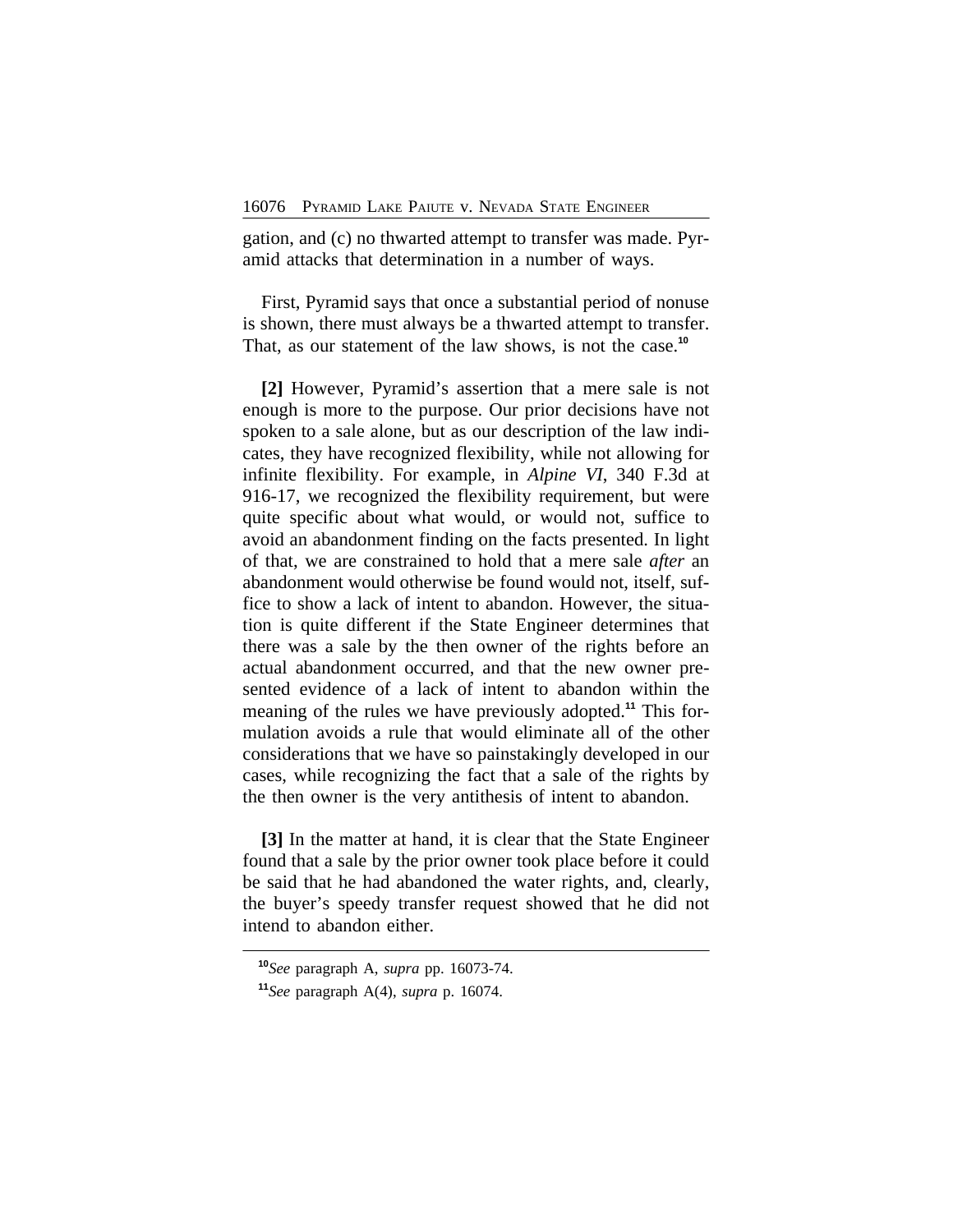gation, and (c) no thwarted attempt to transfer was made. Pyramid attacks that determination in a number of ways.

First, Pyramid says that once a substantial period of nonuse is shown, there must always be a thwarted attempt to transfer. That, as our statement of the law shows, is not the case.[10]

**[2]** However, Pyramid's assertion that a mere sale is not enough is more to the purpose. Our prior decisions have not spoken to a sale alone, but as our description of the law indicates, they have recognized flexibility, while not allowing for infinite flexibility. For example, in *Alpine VI*, 340 F.3d at 916-17, we recognized the flexibility requirement, but were quite specific about what would, or would not, suffice to avoid an abandonment finding on the facts presented. In light of that, we are constrained to hold that a mere sale *after* an abandonment would otherwise be found would not, itself, suffice to show a lack of intent to abandon. However, the situation is quite different if the State Engineer determines that there was a sale by the then owner of the rights before an actual abandonment occurred, and that the new owner presented evidence of a lack of intent to abandon within the meaning of the rules we have previously adopted.[11] This formulation avoids a rule that would eliminate all of the other considerations that we have so painstakingly developed in our cases, while recognizing the fact that a sale of the rights by the then owner is the very antithesis of intent to abandon.

**[3]** In the matter at hand, it is clear that the State Engineer found that a sale by the prior owner took place before it could be said that he had abandoned the water rights, and, clearly, the buyer's speedy transfer request showed that he did not intend to abandon either.

---

[10]*See* paragraph A, *supra* pp. 16073-74.

[11]*See* paragraph A(4), *supra* p. 16074.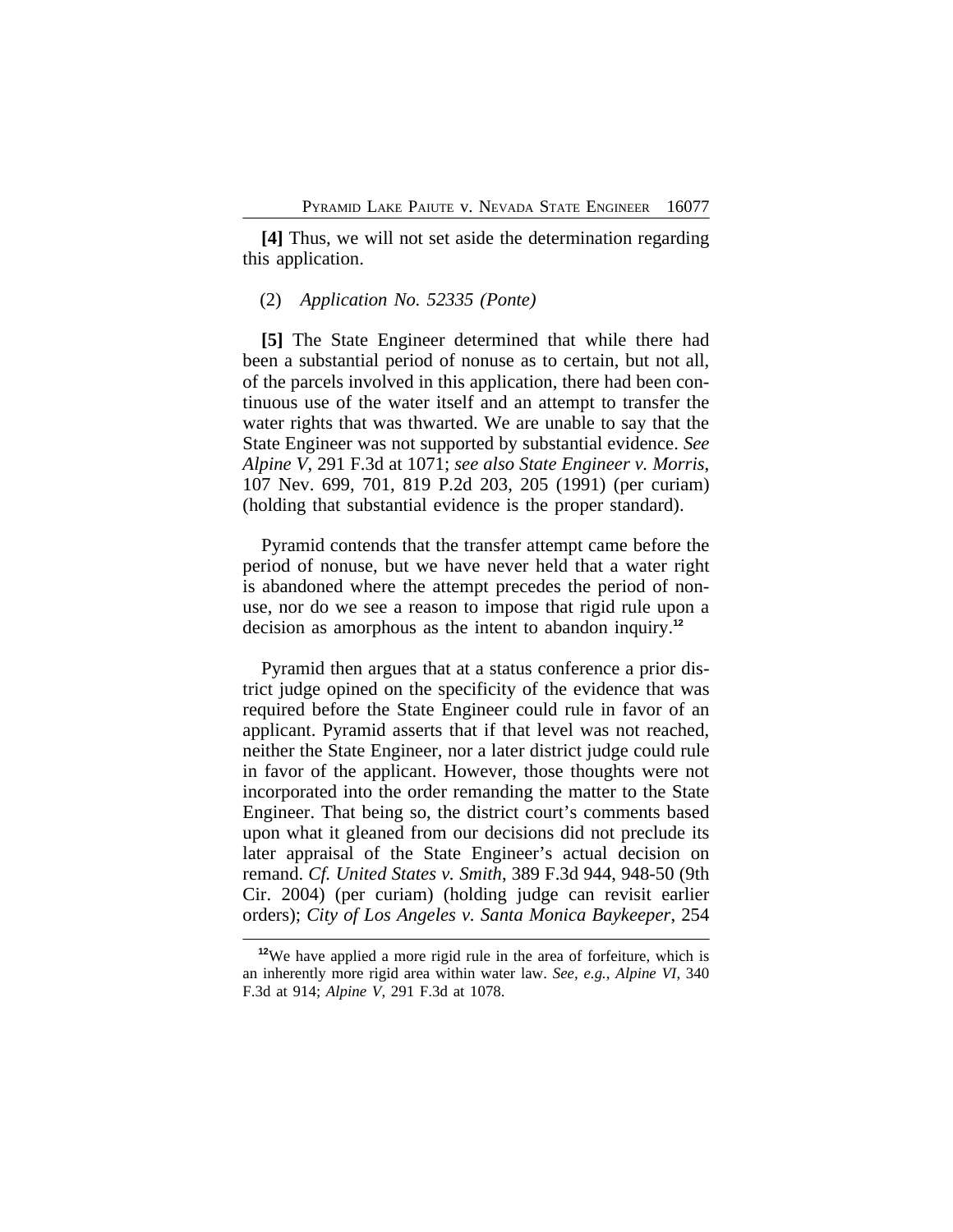**[4]** Thus, we will not set aside the determination regarding this application.

(2) *Application No. 52335 (Ponte)*

**[5]** The State Engineer determined that while there had been a substantial period of nonuse as to certain, but not all, of the parcels involved in this application, there had been continuous use of the water itself and an attempt to transfer the water rights that was thwarted. We are unable to say that the State Engineer was not supported by substantial evidence. *See Alpine V*, 291 F.3d at 1071; *see also State Engineer v. Morris*, 107 Nev. 699, 701, 819 P.2d 203, 205 (1991) (per curiam) (holding that substantial evidence is the proper standard).

Pyramid contends that the transfer attempt came before the period of nonuse, but we have never held that a water right is abandoned where the attempt precedes the period of nonuse, nor do we see a reason to impose that rigid rule upon a decision as amorphous as the intent to abandon inquiry.[12]

Pyramid then argues that at a status conference a prior district judge opined on the specificity of the evidence that was required before the State Engineer could rule in favor of an applicant. Pyramid asserts that if that level was not reached, neither the State Engineer, nor a later district judge could rule in favor of the applicant. However, those thoughts were not incorporated into the order remanding the matter to the State Engineer. That being so, the district court's comments based upon what it gleaned from our decisions did not preclude its later appraisal of the State Engineer's actual decision on remand. *Cf. United States v. Smith*, 389 F.3d 944, 948-50 (9th Cir. 2004) (per curiam) (holding judge can revisit earlier orders); *City of Los Angeles v. Santa Monica Baykeeper*, 254

---

[12] We have applied a more rigid rule in the area of forfeiture, which is an inherently more rigid area within water law. *See, e.g.*, *Alpine VI*, 340 F.3d at 914; *Alpine V*, 291 F.3d at 1078.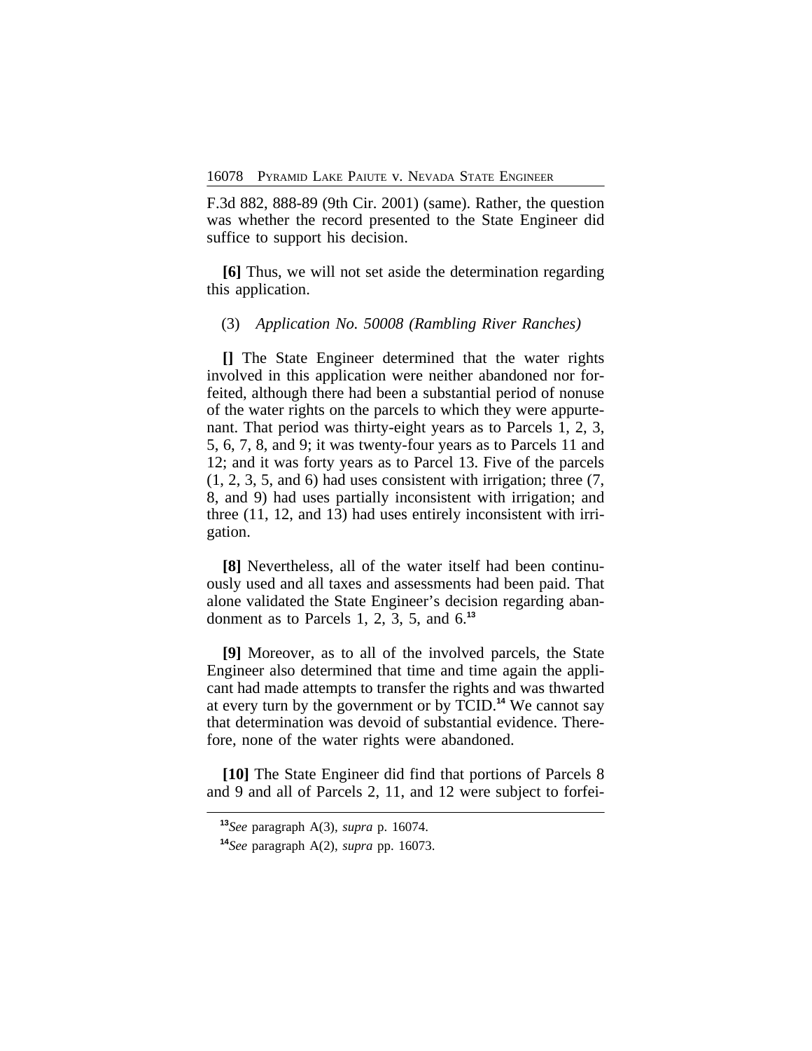F.3d 882, 888-89 (9th Cir. 2001) (same). Rather, the question was whether the record presented to the State Engineer did suffice to support his decision.

**[6]** Thus, we will not set aside the determination regarding this application.

(3) *Application No. 50008 (Rambling River Ranches)*

**[]** The State Engineer determined that the water rights involved in this application were neither abandoned nor forfeited, although there had been a substantial period of nonuse of the water rights on the parcels to which they were appurtenant. That period was thirty-eight years as to Parcels 1, 2, 3, 5, 6, 7, 8, and 9; it was twenty-four years as to Parcels 11 and 12; and it was forty years as to Parcel 13. Five of the parcels (1, 2, 3, 5, and 6) had uses consistent with irrigation; three (7, 8, and 9) had uses partially inconsistent with irrigation; and three (11, 12, and 13) had uses entirely inconsistent with irrigation.

**[8]** Nevertheless, all of the water itself had been continuously used and all taxes and assessments had been paid. That alone validated the State Engineer's decision regarding abandonment as to Parcels 1, 2, 3, 5, and 6.[13]

**[9]** Moreover, as to all of the involved parcels, the State Engineer also determined that time and time again the applicant had made attempts to transfer the rights and was thwarted at every turn by the government or by TCID.[14] We cannot say that determination was devoid of substantial evidence. Therefore, none of the water rights were abandoned.

**[10]** The State Engineer did find that portions of Parcels 8 and 9 and all of Parcels 2, 11, and 12 were subject to forfei-

---

[13] *See* paragraph A(3), *supra* p. 16074.

[14] *See* paragraph A(2), *supra* pp. 16073.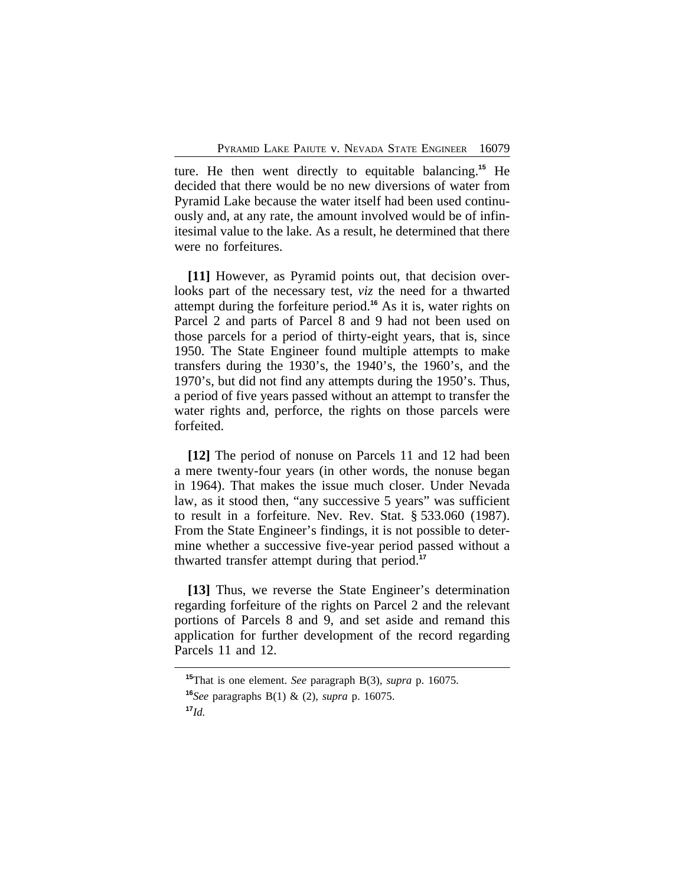ture. He then went directly to equitable balancing.[15] He decided that there would be no new diversions of water from Pyramid Lake because the water itself had been used continuously and, at any rate, the amount involved would be of infinitesimal value to the lake. As a result, he determined that there were no forfeitures.

**[11]** However, as Pyramid points out, that decision overlooks part of the necessary test, *viz* the need for a thwarted attempt during the forfeiture period.[16] As it is, water rights on Parcel 2 and parts of Parcel 8 and 9 had not been used on those parcels for a period of thirty-eight years, that is, since 1950. The State Engineer found multiple attempts to make transfers during the 1930's, the 1940's, the 1960's, and the 1970's, but did not find any attempts during the 1950's. Thus, a period of five years passed without an attempt to transfer the water rights and, perforce, the rights on those parcels were forfeited.

**[12]** The period of nonuse on Parcels 11 and 12 had been a mere twenty-four years (in other words, the nonuse began in 1964). That makes the issue much closer. Under Nevada law, as it stood then, "any successive 5 years" was sufficient to result in a forfeiture. Nev. Rev. Stat. § 533.060 (1987). From the State Engineer's findings, it is not possible to determine whether a successive five-year period passed without a thwarted transfer attempt during that period.[17]

**[13]** Thus, we reverse the State Engineer's determination regarding forfeiture of the rights on Parcel 2 and the relevant portions of Parcels 8 and 9, and set aside and remand this application for further development of the record regarding Parcels 11 and 12.

---

[15] That is one element. *See* paragraph B(3), *supra* p. 16075.

[16] *See* paragraphs B(1) & (2), *supra* p. 16075.

[17] *Id.*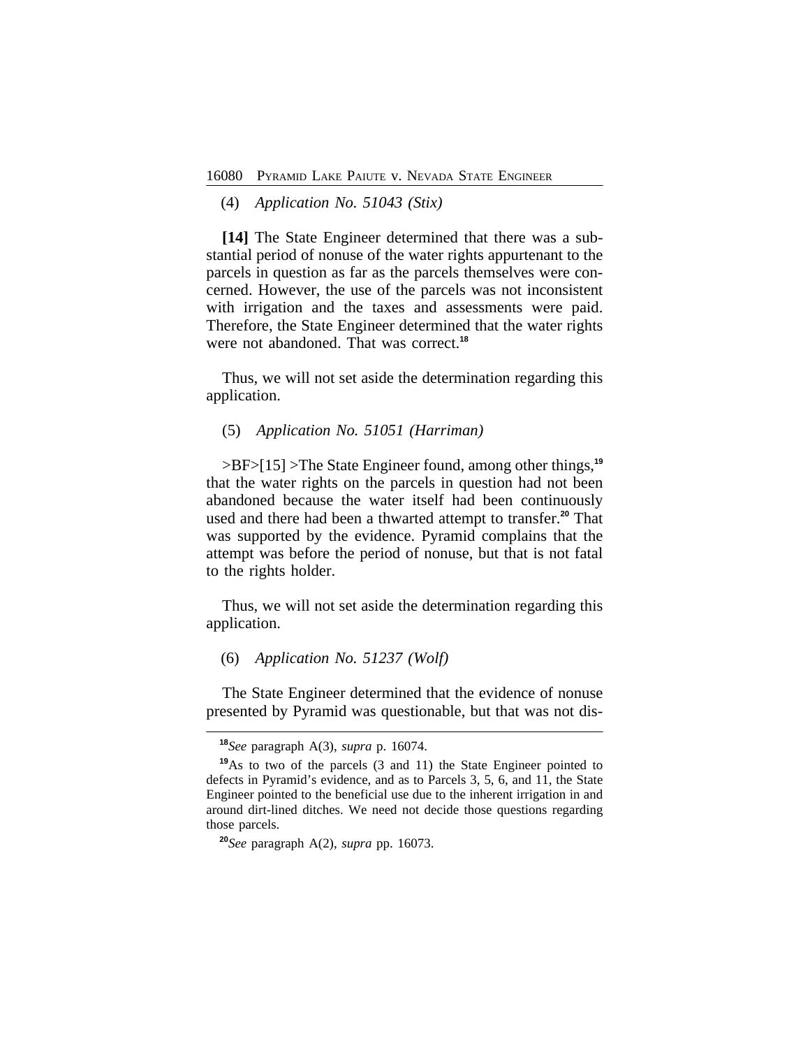(4) *Application No. 51043 (Stix)*

**[14]** The State Engineer determined that there was a substantial period of nonuse of the water rights appurtenant to the parcels in question as far as the parcels themselves were concerned. However, the use of the parcels was not inconsistent with irrigation and the taxes and assessments were paid. Therefore, the State Engineer determined that the water rights were not abandoned. That was correct.[18]

Thus, we will not set aside the determination regarding this application.

(5) *Application No. 51051 (Harriman)*

>BF>[15] >The State Engineer found, among other things,[19] that the water rights on the parcels in question had not been abandoned because the water itself had been continuously used and there had been a thwarted attempt to transfer.[20] That was supported by the evidence. Pyramid complains that the attempt was before the period of nonuse, but that is not fatal to the rights holder.

Thus, we will not set aside the determination regarding this application.

(6) *Application No. 51237 (Wolf)*

The State Engineer determined that the evidence of nonuse presented by Pyramid was questionable, but that was not dis-

---

[18] *See* paragraph A(3), *supra* p. 16074.

[19] As to two of the parcels (3 and 11) the State Engineer pointed to defects in Pyramid's evidence, and as to Parcels 3, 5, 6, and 11, the State Engineer pointed to the beneficial use due to the inherent irrigation in and around dirt-lined ditches. We need not decide those questions regarding those parcels.

[20] *See* paragraph A(2), *supra* pp. 16073.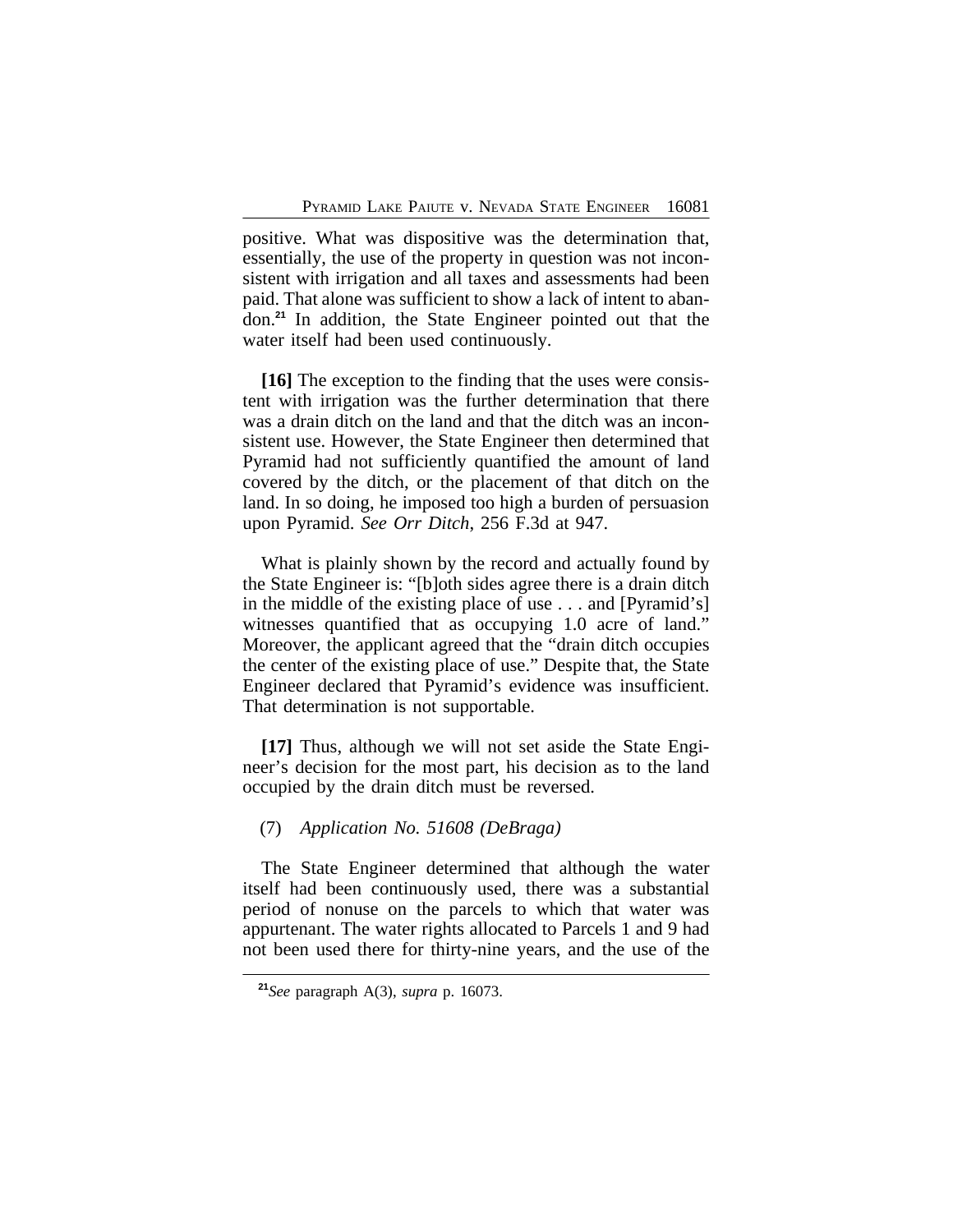positive. What was dispositive was the determination that, essentially, the use of the property in question was not inconsistent with irrigation and all taxes and assessments had been paid. That alone was sufficient to show a lack of intent to abandon.[21] In addition, the State Engineer pointed out that the water itself had been used continuously.

**[16]** The exception to the finding that the uses were consistent with irrigation was the further determination that there was a drain ditch on the land and that the ditch was an inconsistent use. However, the State Engineer then determined that Pyramid had not sufficiently quantified the amount of land covered by the ditch, or the placement of that ditch on the land. In so doing, he imposed too high a burden of persuasion upon Pyramid. *See Orr Ditch*, 256 F.3d at 947.

What is plainly shown by the record and actually found by the State Engineer is: "[b]oth sides agree there is a drain ditch in the middle of the existing place of use . . . and [Pyramid's] witnesses quantified that as occupying 1.0 acre of land." Moreover, the applicant agreed that the "drain ditch occupies the center of the existing place of use." Despite that, the State Engineer declared that Pyramid's evidence was insufficient. That determination is not supportable.

**[17]** Thus, although we will not set aside the State Engineer's decision for the most part, his decision as to the land occupied by the drain ditch must be reversed.

(7) *Application No. 51608 (DeBraga)*

The State Engineer determined that although the water itself had been continuously used, there was a substantial period of nonuse on the parcels to which that water was appurtenant. The water rights allocated to Parcels 1 and 9 had not been used there for thirty-nine years, and the use of the

[21] *See* paragraph A(3), *supra* p. 16073.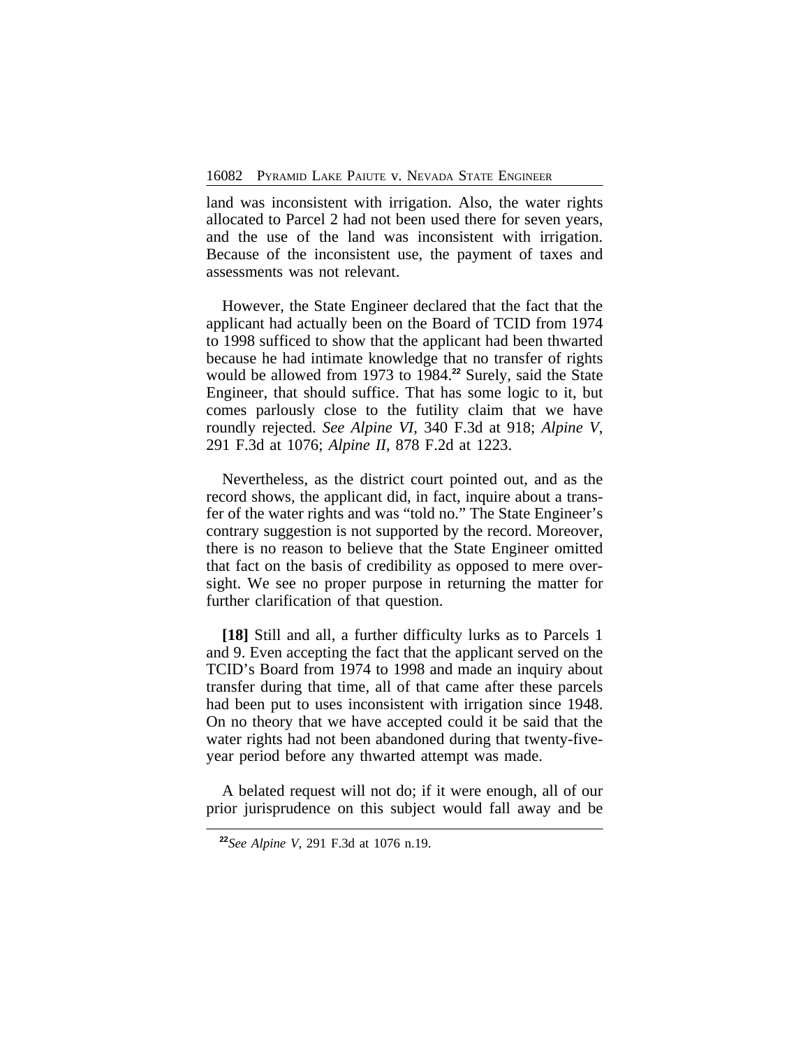land was inconsistent with irrigation. Also, the water rights allocated to Parcel 2 had not been used there for seven years, and the use of the land was inconsistent with irrigation. Because of the inconsistent use, the payment of taxes and assessments was not relevant.

However, the State Engineer declared that the fact that the applicant had actually been on the Board of TCID from 1974 to 1998 sufficed to show that the applicant had been thwarted because he had intimate knowledge that no transfer of rights would be allowed from 1973 to 1984.[22] Surely, said the State Engineer, that should suffice. That has some logic to it, but comes parlously close to the futility claim that we have roundly rejected. *See Alpine VI*, 340 F.3d at 918; *Alpine V*, 291 F.3d at 1076; *Alpine II*, 878 F.2d at 1223.

Nevertheless, as the district court pointed out, and as the record shows, the applicant did, in fact, inquire about a transfer of the water rights and was "told no." The State Engineer's contrary suggestion is not supported by the record. Moreover, there is no reason to believe that the State Engineer omitted that fact on the basis of credibility as opposed to mere oversight. We see no proper purpose in returning the matter for further clarification of that question.

**[18]** Still and all, a further difficulty lurks as to Parcels 1 and 9. Even accepting the fact that the applicant served on the TCID's Board from 1974 to 1998 and made an inquiry about transfer during that time, all of that came after these parcels had been put to uses inconsistent with irrigation since 1948. On no theory that we have accepted could it be said that the water rights had not been abandoned during that twenty-five-year period before any thwarted attempt was made.

A belated request will not do; if it were enough, all of our prior jurisprudence on this subject would fall away and be

[22]*See Alpine V*, 291 F.3d at 1076 n.19.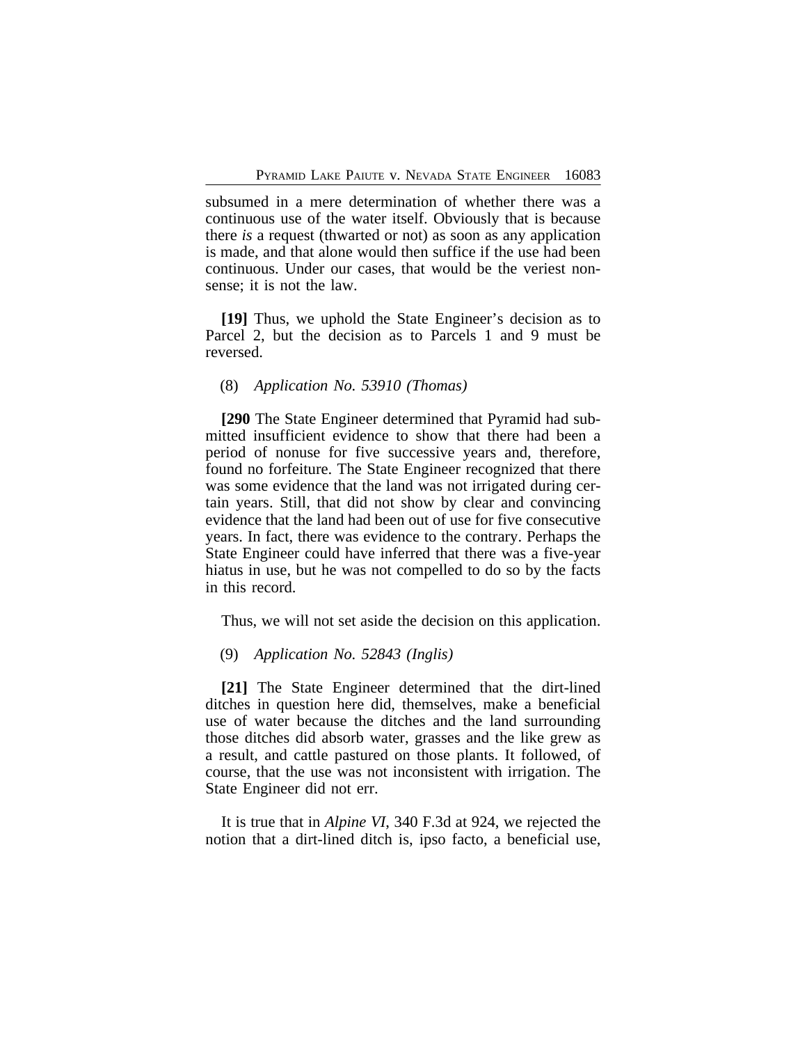subsumed in a mere determination of whether there was a continuous use of the water itself. Obviously that is because there *is* a request (thwarted or not) as soon as any application is made, and that alone would then suffice if the use had been continuous. Under our cases, that would be the veriest nonsense; it is not the law.

**[19]** Thus, we uphold the State Engineer's decision as to Parcel 2, but the decision as to Parcels 1 and 9 must be reversed.

(8) *Application No. 53910 (Thomas)*

**[290** The State Engineer determined that Pyramid had submitted insufficient evidence to show that there had been a period of nonuse for five successive years and, therefore, found no forfeiture. The State Engineer recognized that there was some evidence that the land was not irrigated during certain years. Still, that did not show by clear and convincing evidence that the land had been out of use for five consecutive years. In fact, there was evidence to the contrary. Perhaps the State Engineer could have inferred that there was a five-year hiatus in use, but he was not compelled to do so by the facts in this record.

Thus, we will not set aside the decision on this application.

(9) *Application No. 52843 (Inglis)*

**[21]** The State Engineer determined that the dirt-lined ditches in question here did, themselves, make a beneficial use of water because the ditches and the land surrounding those ditches did absorb water, grasses and the like grew as a result, and cattle pastured on those plants. It followed, of course, that the use was not inconsistent with irrigation. The State Engineer did not err.

It is true that in *Alpine VI*, 340 F.3d at 924, we rejected the notion that a dirt-lined ditch is, ipso facto, a beneficial use,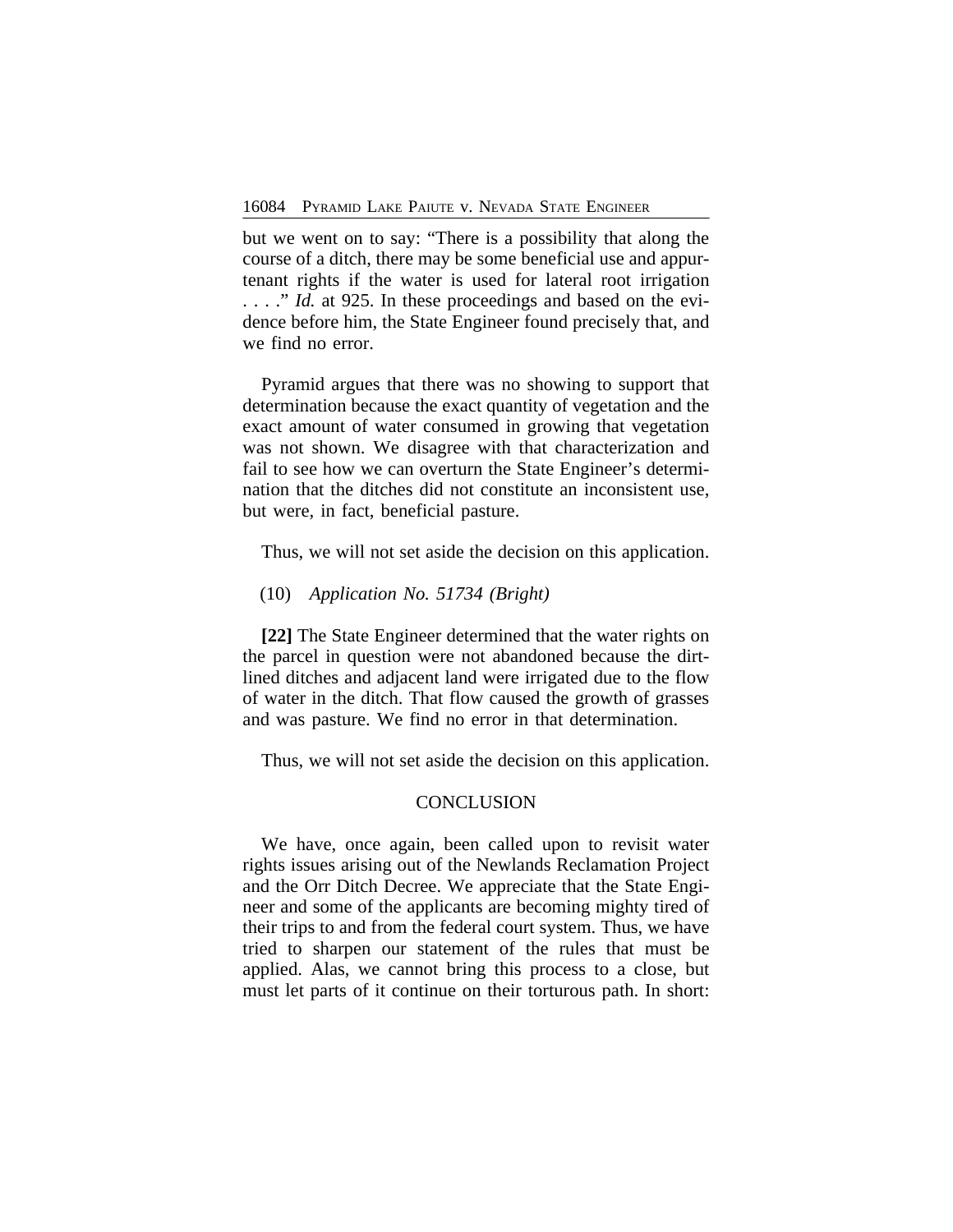but we went on to say: "There is a possibility that along the course of a ditch, there may be some beneficial use and appurtenant rights if the water is used for lateral root irrigation . . . ." *Id.* at 925. In these proceedings and based on the evidence before him, the State Engineer found precisely that, and we find no error.

Pyramid argues that there was no showing to support that determination because the exact quantity of vegetation and the exact amount of water consumed in growing that vegetation was not shown. We disagree with that characterization and fail to see how we can overturn the State Engineer's determination that the ditches did not constitute an inconsistent use, but were, in fact, beneficial pasture.

Thus, we will not set aside the decision on this application.

(10) *Application No. 51734 (Bright)*

**[22]** The State Engineer determined that the water rights on the parcel in question were not abandoned because the dirt-lined ditches and adjacent land were irrigated due to the flow of water in the ditch. That flow caused the growth of grasses and was pasture. We find no error in that determination.

Thus, we will not set aside the decision on this application.

## CONCLUSION

We have, once again, been called upon to revisit water rights issues arising out of the Newlands Reclamation Project and the Orr Ditch Decree. We appreciate that the State Engineer and some of the applicants are becoming mighty tired of their trips to and from the federal court system. Thus, we have tried to sharpen our statement of the rules that must be applied. Alas, we cannot bring this process to a close, but must let parts of it continue on their torturous path. In short: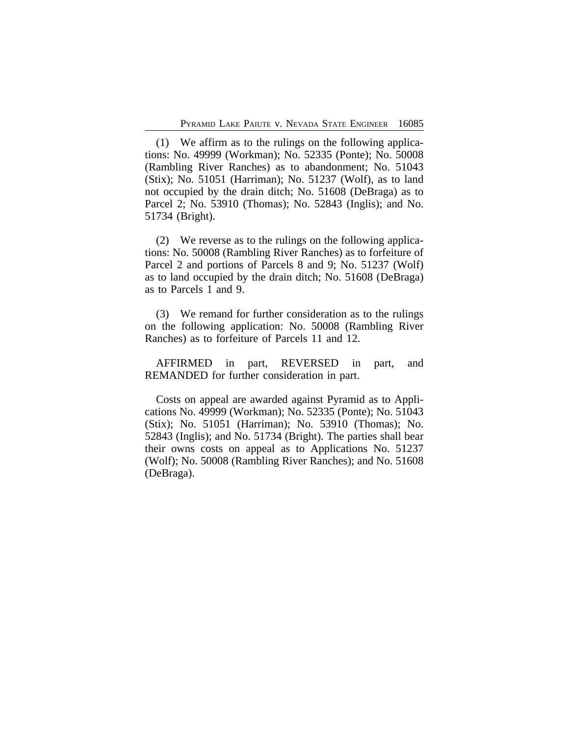(1) We affirm as to the rulings on the following applications: No. 49999 (Workman); No. 52335 (Ponte); No. 50008 (Rambling River Ranches) as to abandonment; No. 51043 (Stix); No. 51051 (Harriman); No. 51237 (Wolf), as to land not occupied by the drain ditch; No. 51608 (DeBraga) as to Parcel 2; No. 53910 (Thomas); No. 52843 (Inglis); and No. 51734 (Bright).

(2) We reverse as to the rulings on the following applications: No. 50008 (Rambling River Ranches) as to forfeiture of Parcel 2 and portions of Parcels 8 and 9; No. 51237 (Wolf) as to land occupied by the drain ditch; No. 51608 (DeBraga) as to Parcels 1 and 9.

(3) We remand for further consideration as to the rulings on the following application: No. 50008 (Rambling River Ranches) as to forfeiture of Parcels 11 and 12.

AFFIRMED in part, REVERSED in part, and REMANDED for further consideration in part.

Costs on appeal are awarded against Pyramid as to Applications No. 49999 (Workman); No. 52335 (Ponte); No. 51043 (Stix); No. 51051 (Harriman); No. 53910 (Thomas); No. 52843 (Inglis); and No. 51734 (Bright). The parties shall bear their owns costs on appeal as to Applications No. 51237 (Wolf); No. 50008 (Rambling River Ranches); and No. 51608 (DeBraga).